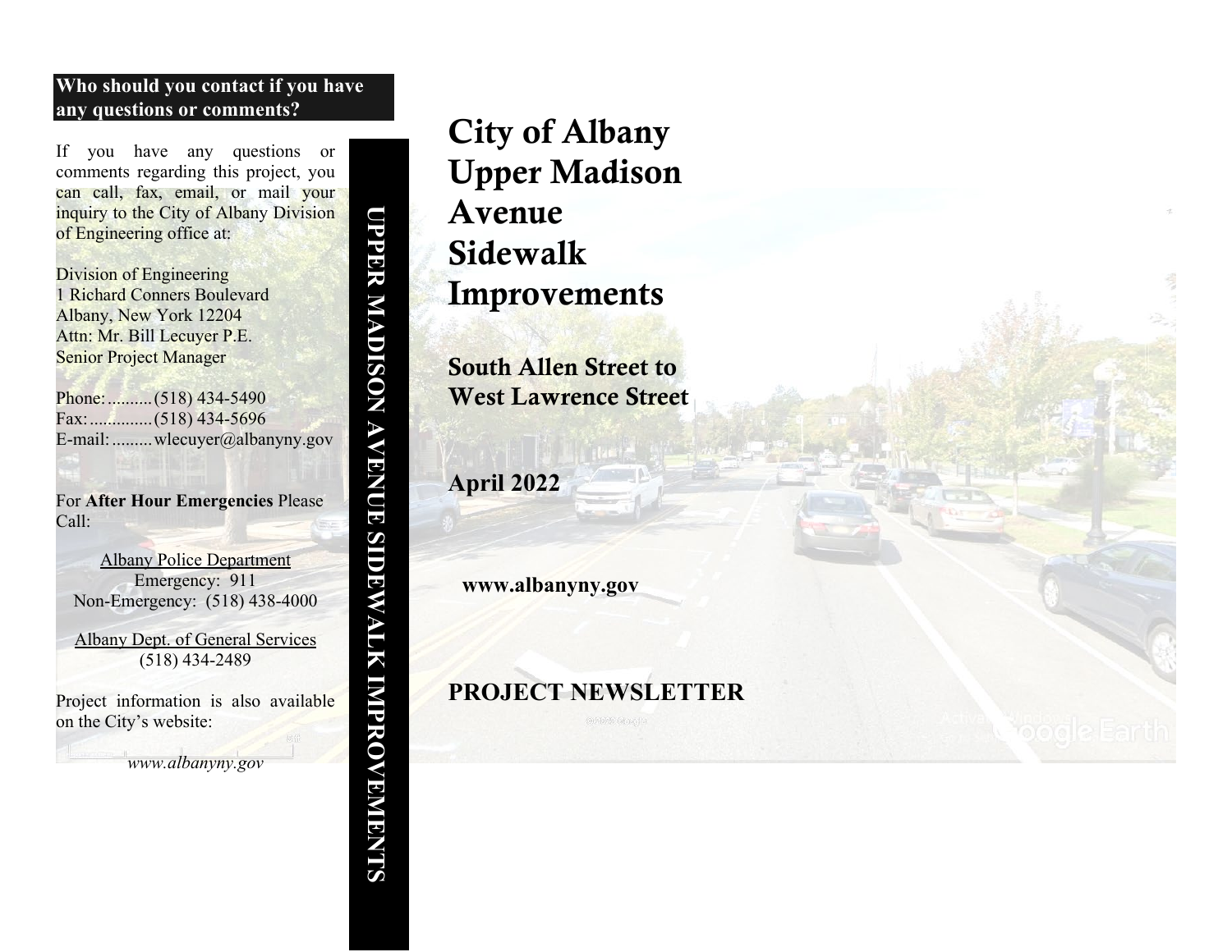**Who should you contact if you have any questions or comments?**

If you have any questions or comments regarding this project, you can call, fax, email, or mail your inquiry to the City of Albany Division of Engineering office at:

Division of Engineering
1 Richard Conners Boulevard
Albany, New York 12204
Attn: Mr. Bill Lecuyer P.E.
Senior Project Manager

Phone:..........(518) 434-5490
Fax:..............(518) 434-5696
E-mail:.........wlecuyer@albanyny.gov

For **After Hour Emergencies** Please Call:

Albany Police Department
Emergency: 911
Non-Emergency: (518) 438-4000

Albany Dept. of General Services
(518) 434-2489

Project information is also available on the City's website:

*www.albanyny.gov*

**UPPER MADISON AVENUE SIDEWALK IMPROVEMENTS**

# City of Albany Upper Madison Avenue Sidewalk Improvements

## South Allen Street to West Lawrence Street

**April 2022**

**www.albanyny.gov**

## PROJECT NEWSLETTER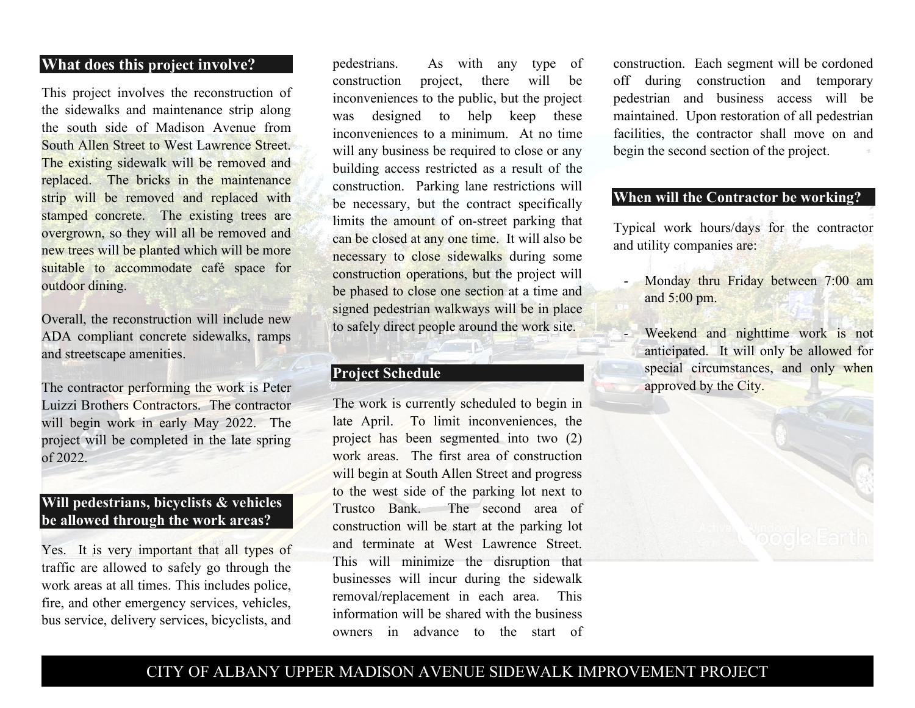## What does this project involve?

This project involves the reconstruction of the sidewalks and maintenance strip along the south side of Madison Avenue from South Allen Street to West Lawrence Street. The existing sidewalk will be removed and replaced. The bricks in the maintenance strip will be removed and replaced with stamped concrete. The existing trees are overgrown, so they will all be removed and new trees will be planted which will be more suitable to accommodate café space for outdoor dining.

Overall, the reconstruction will include new ADA compliant concrete sidewalks, ramps and streetscape amenities.

The contractor performing the work is Peter Luizzi Brothers Contractors. The contractor will begin work in early May 2022. The project will be completed in the late spring of 2022.

## Will pedestrians, bicyclists & vehicles be allowed through the work areas?

Yes. It is very important that all types of traffic are allowed to safely go through the work areas at all times. This includes police, fire, and other emergency services, vehicles, bus service, delivery services, bicyclists, and pedestrians. As with any type of construction project, there will be inconveniences to the public, but the project was designed to help keep these inconveniences to a minimum. At no time will any business be required to close or any building access restricted as a result of the construction. Parking lane restrictions will be necessary, but the contract specifically limits the amount of on-street parking that can be closed at any one time. It will also be necessary to close sidewalks during some construction operations, but the project will be phased to close one section at a time and signed pedestrian walkways will be in place to safely direct people around the work site.

## Project Schedule

The work is currently scheduled to begin in late April. To limit inconveniences, the project has been segmented into two (2) work areas. The first area of construction will begin at South Allen Street and progress to the west side of the parking lot next to Trustco Bank. The second area of construction will be start at the parking lot and terminate at West Lawrence Street. This will minimize the disruption that businesses will incur during the sidewalk removal/replacement in each area. This information will be shared with the business owners in advance to the start of construction. Each segment will be cordoned off during construction and temporary pedestrian and business access will be maintained. Upon restoration of all pedestrian facilities, the contractor shall move on and begin the second section of the project.

## When will the Contractor be working?

Typical work hours/days for the contractor and utility companies are:

- Monday thru Friday between 7:00 am and 5:00 pm.
- Weekend and nighttime work is not anticipated. It will only be allowed for special circumstances, and only when approved by the City.

CITY OF ALBANY UPPER MADISON AVENUE SIDEWALK IMPROVEMENT PROJECT